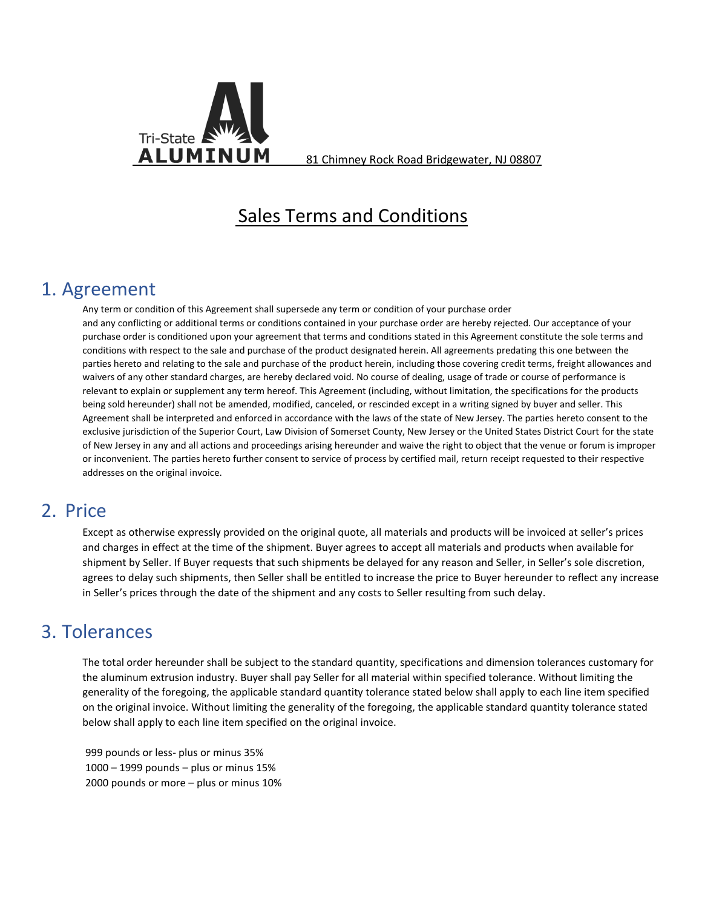Tri-State ALUMINUM

81 Chimney Rock Road Bridgewater, NJ 08807

# Sales Terms and Conditions

## 1. Agreement

Any term or condition of this Agreement shall supersede any term or condition of your purchase order and any conflicting or additional terms or conditions contained in your purchase order are hereby rejected. Our acceptance of your purchase order is conditioned upon your agreement that terms and conditions stated in this Agreement constitute the sole terms and conditions with respect to the sale and purchase of the product designated herein. All agreements predating this one between the parties hereto and relating to the sale and purchase of the product herein, including those covering credit terms, freight allowances and waivers of any other standard charges, are hereby declared void. No course of dealing, usage of trade or course of performance is relevant to explain or supplement any term hereof. This Agreement (including, without limitation, the specifications for the products being sold hereunder) shall not be amended, modified, canceled, or rescinded except in a writing signed by buyer and seller. This Agreement shall be interpreted and enforced in accordance with the laws of the state of New Jersey. The parties hereto consent to the exclusive jurisdiction of the Superior Court, Law Division of Somerset County, New Jersey or the United States District Court for the state of New Jersey in any and all actions and proceedings arising hereunder and waive the right to object that the venue or forum is improper or inconvenient. The parties hereto further consent to service of process by certified mail, return receipt requested to their respective addresses on the original invoice.

## 2. Price

Except as otherwise expressly provided on the original quote, all materials and products will be invoiced at seller's prices and charges in effect at the time of the shipment. Buyer agrees to accept all materials and products when available for shipment by Seller. If Buyer requests that such shipments be delayed for any reason and Seller, in Seller's sole discretion, agrees to delay such shipments, then Seller shall be entitled to increase the price to Buyer hereunder to reflect any increase in Seller's prices through the date of the shipment and any costs to Seller resulting from such delay.

## 3. Tolerances

The total order hereunder shall be subject to the standard quantity, specifications and dimension tolerances customary for the aluminum extrusion industry. Buyer shall pay Seller for all material within specified tolerance. Without limiting the generality of the foregoing, the applicable standard quantity tolerance stated below shall apply to each line item specified on the original invoice. Without limiting the generality of the foregoing, the applicable standard quantity tolerance stated below shall apply to each line item specified on the original invoice.

999 pounds or less- plus or minus 35%
1000 – 1999 pounds – plus or minus 15%
2000 pounds or more – plus or minus 10%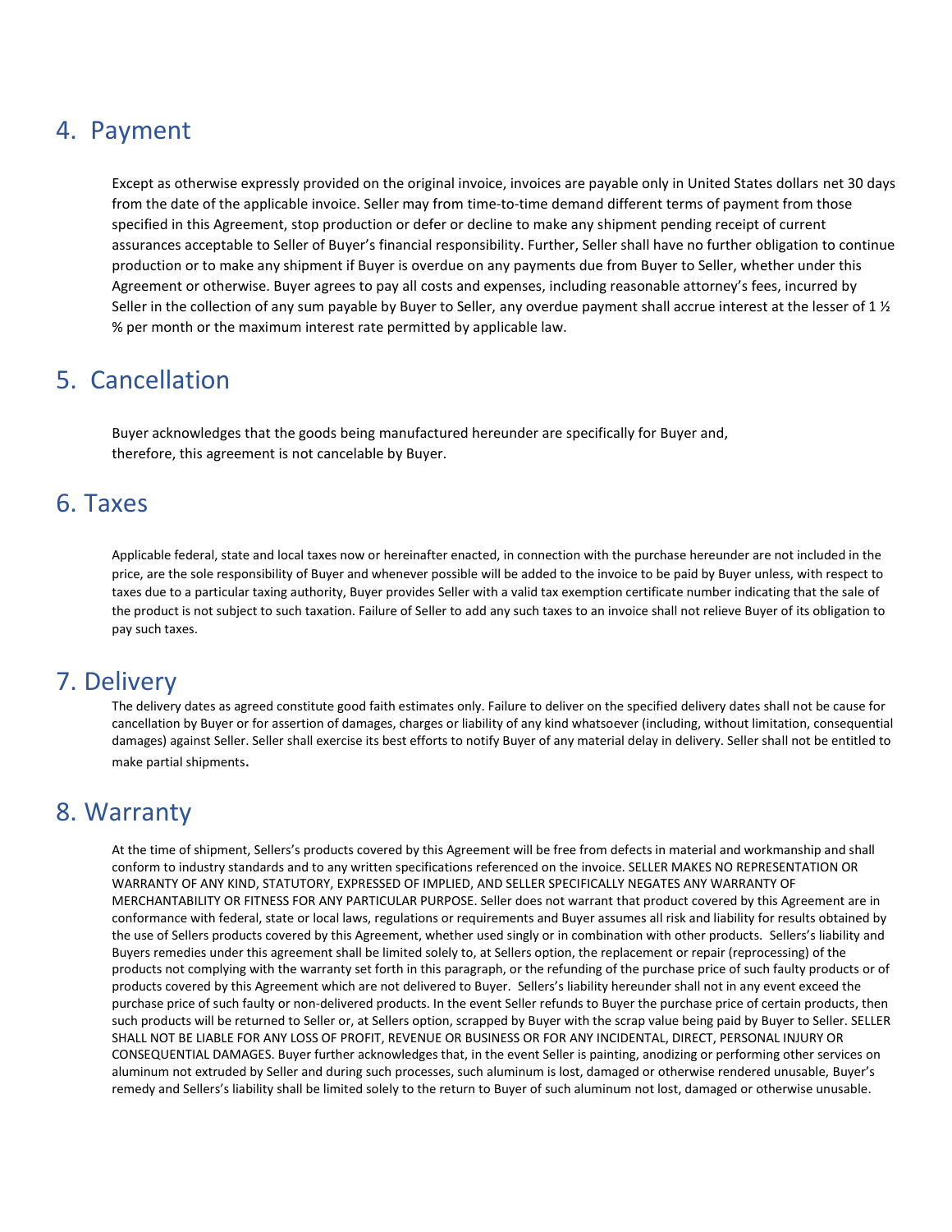## 4. Payment

Except as otherwise expressly provided on the original invoice, invoices are payable only in United States dollars net 30 days from the date of the applicable invoice. Seller may from time-to-time demand different terms of payment from those specified in this Agreement, stop production or defer or decline to make any shipment pending receipt of current assurances acceptable to Seller of Buyer's financial responsibility. Further, Seller shall have no further obligation to continue production or to make any shipment if Buyer is overdue on any payments due from Buyer to Seller, whether under this Agreement or otherwise. Buyer agrees to pay all costs and expenses, including reasonable attorney's fees, incurred by Seller in the collection of any sum payable by Buyer to Seller, any overdue payment shall accrue interest at the lesser of 1 ½ % per month or the maximum interest rate permitted by applicable law.

## 5. Cancellation

Buyer acknowledges that the goods being manufactured hereunder are specifically for Buyer and, therefore, this agreement is not cancelable by Buyer.

## 6. Taxes

Applicable federal, state and local taxes now or hereinafter enacted, in connection with the purchase hereunder are not included in the price, are the sole responsibility of Buyer and whenever possible will be added to the invoice to be paid by Buyer unless, with respect to taxes due to a particular taxing authority, Buyer provides Seller with a valid tax exemption certificate number indicating that the sale of the product is not subject to such taxation. Failure of Seller to add any such taxes to an invoice shall not relieve Buyer of its obligation to pay such taxes.

## 7. Delivery

The delivery dates as agreed constitute good faith estimates only. Failure to deliver on the specified delivery dates shall not be cause for cancellation by Buyer or for assertion of damages, charges or liability of any kind whatsoever (including, without limitation, consequential damages) against Seller. Seller shall exercise its best efforts to notify Buyer of any material delay in delivery. Seller shall not be entitled to make partial shipments.

## 8. Warranty

At the time of shipment, Sellers's products covered by this Agreement will be free from defects in material and workmanship and shall conform to industry standards and to any written specifications referenced on the invoice. SELLER MAKES NO REPRESENTATION OR WARRANTY OF ANY KIND, STATUTORY, EXPRESSED OF IMPLIED, AND SELLER SPECIFICALLY NEGATES ANY WARRANTY OF MERCHANTABILITY OR FITNESS FOR ANY PARTICULAR PURPOSE. Seller does not warrant that product covered by this Agreement are in conformance with federal, state or local laws, regulations or requirements and Buyer assumes all risk and liability for results obtained by the use of Sellers products covered by this Agreement, whether used singly or in combination with other products. Sellers's liability and Buyers remedies under this agreement shall be limited solely to, at Sellers option, the replacement or repair (reprocessing) of the products not complying with the warranty set forth in this paragraph, or the refunding of the purchase price of such faulty products or of products covered by this Agreement which are not delivered to Buyer. Sellers's liability hereunder shall not in any event exceed the purchase price of such faulty or non-delivered products. In the event Seller refunds to Buyer the purchase price of certain products, then such products will be returned to Seller or, at Sellers option, scrapped by Buyer with the scrap value being paid by Buyer to Seller. SELLER SHALL NOT BE LIABLE FOR ANY LOSS OF PROFIT, REVENUE OR BUSINESS OR FOR ANY INCIDENTAL, DIRECT, PERSONAL INJURY OR CONSEQUENTIAL DAMAGES. Buyer further acknowledges that, in the event Seller is painting, anodizing or performing other services on aluminum not extruded by Seller and during such processes, such aluminum is lost, damaged or otherwise rendered unusable, Buyer's remedy and Sellers's liability shall be limited solely to the return to Buyer of such aluminum not lost, damaged or otherwise unusable.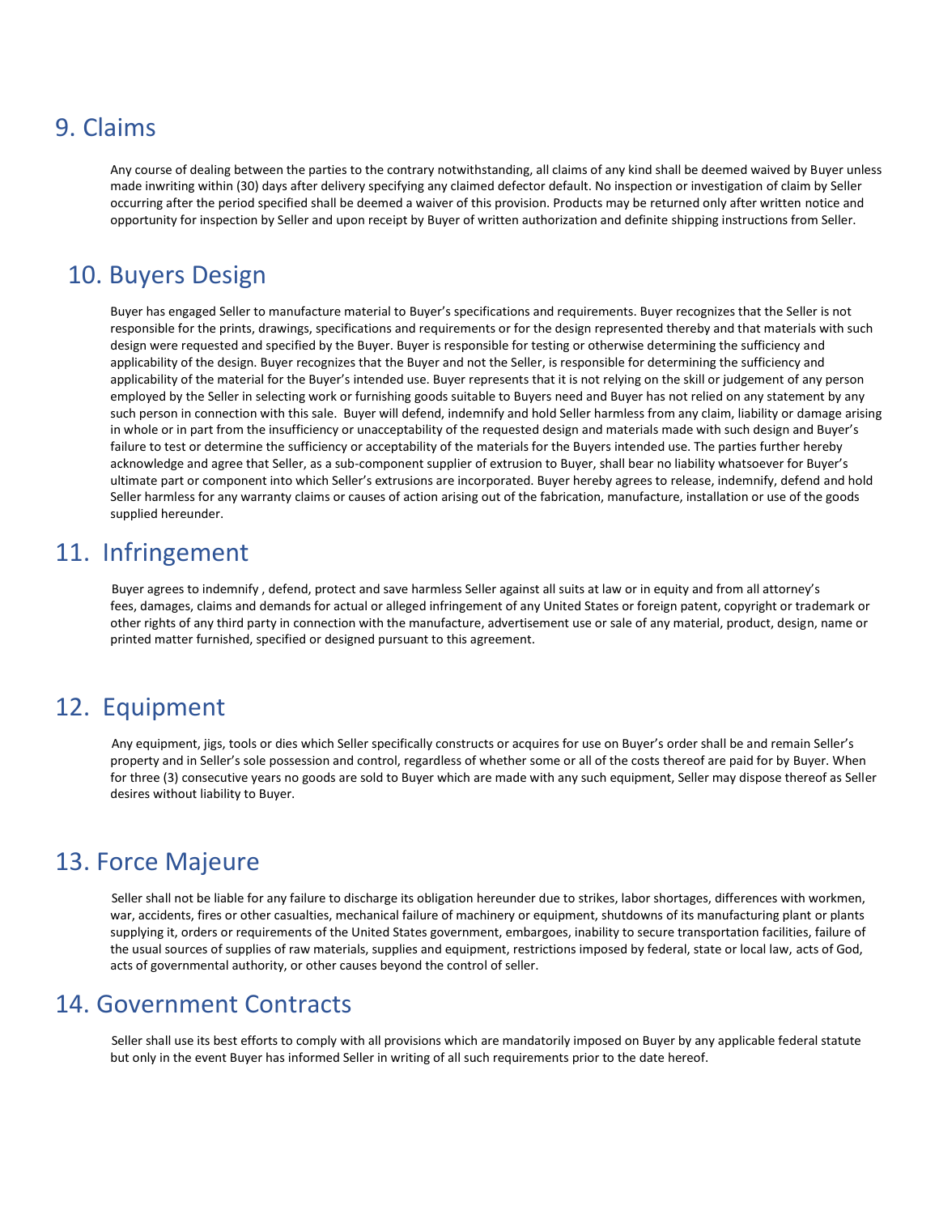## 9. Claims

Any course of dealing between the parties to the contrary notwithstanding, all claims of any kind shall be deemed waived by Buyer unless made inwriting within (30) days after delivery specifying any claimed defector default. No inspection or investigation of claim by Seller occurring after the period specified shall be deemed a waiver of this provision. Products may be returned only after written notice and opportunity for inspection by Seller and upon receipt by Buyer of written authorization and definite shipping instructions from Seller.

## 10. Buyers Design

Buyer has engaged Seller to manufacture material to Buyer's specifications and requirements. Buyer recognizes that the Seller is not responsible for the prints, drawings, specifications and requirements or for the design represented thereby and that materials with such design were requested and specified by the Buyer. Buyer is responsible for testing or otherwise determining the sufficiency and applicability of the design. Buyer recognizes that the Buyer and not the Seller, is responsible for determining the sufficiency and applicability of the material for the Buyer's intended use. Buyer represents that it is not relying on the skill or judgement of any person employed by the Seller in selecting work or furnishing goods suitable to Buyers need and Buyer has not relied on any statement by any such person in connection with this sale. Buyer will defend, indemnify and hold Seller harmless from any claim, liability or damage arising in whole or in part from the insufficiency or unacceptability of the requested design and materials made with such design and Buyer's failure to test or determine the sufficiency or acceptability of the materials for the Buyers intended use. The parties further hereby acknowledge and agree that Seller, as a sub-component supplier of extrusion to Buyer, shall bear no liability whatsoever for Buyer's ultimate part or component into which Seller's extrusions are incorporated. Buyer hereby agrees to release, indemnify, defend and hold Seller harmless for any warranty claims or causes of action arising out of the fabrication, manufacture, installation or use of the goods supplied hereunder.

## 11. Infringement

Buyer agrees to indemnify , defend, protect and save harmless Seller against all suits at law or in equity and from all attorney's fees, damages, claims and demands for actual or alleged infringement of any United States or foreign patent, copyright or trademark or other rights of any third party in connection with the manufacture, advertisement use or sale of any material, product, design, name or printed matter furnished, specified or designed pursuant to this agreement.

## 12. Equipment

Any equipment, jigs, tools or dies which Seller specifically constructs or acquires for use on Buyer's order shall be and remain Seller's property and in Seller's sole possession and control, regardless of whether some or all of the costs thereof are paid for by Buyer. When for three (3) consecutive years no goods are sold to Buyer which are made with any such equipment, Seller may dispose thereof as Seller desires without liability to Buyer.

## 13. Force Majeure

Seller shall not be liable for any failure to discharge its obligation hereunder due to strikes, labor shortages, differences with workmen, war, accidents, fires or other casualties, mechanical failure of machinery or equipment, shutdowns of its manufacturing plant or plants supplying it, orders or requirements of the United States government, embargoes, inability to secure transportation facilities, failure of the usual sources of supplies of raw materials, supplies and equipment, restrictions imposed by federal, state or local law, acts of God, acts of governmental authority, or other causes beyond the control of seller.

## 14. Government Contracts

Seller shall use its best efforts to comply with all provisions which are mandatorily imposed on Buyer by any applicable federal statute but only in the event Buyer has informed Seller in writing of all such requirements prior to the date hereof.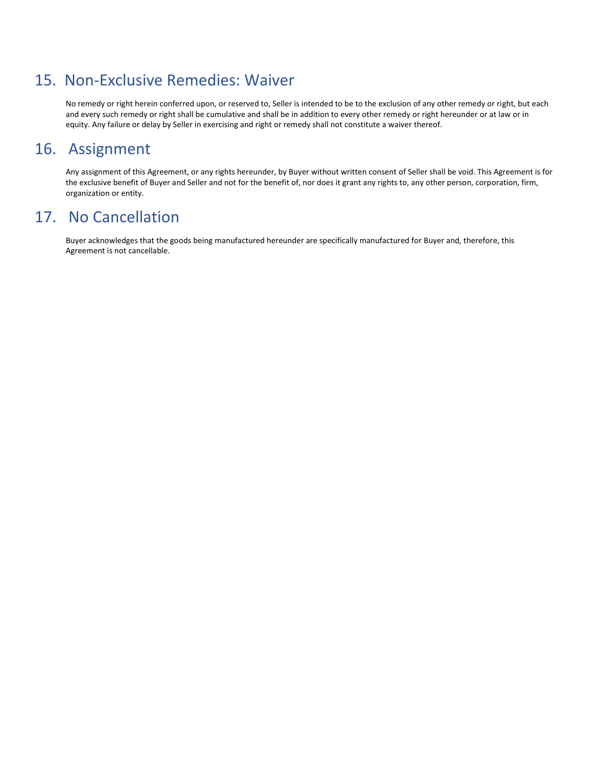## 15. Non-Exclusive Remedies: Waiver

No remedy or right herein conferred upon, or reserved to, Seller is intended to be to the exclusion of any other remedy or right, but each and every such remedy or right shall be cumulative and shall be in addition to every other remedy or right hereunder or at law or in equity. Any failure or delay by Seller in exercising and right or remedy shall not constitute a waiver thereof.

## 16. Assignment

Any assignment of this Agreement, or any rights hereunder, by Buyer without written consent of Seller shall be void. This Agreement is for the exclusive benefit of Buyer and Seller and not for the benefit of, nor does it grant any rights to, any other person, corporation, firm, organization or entity.

## 17. No Cancellation

Buyer acknowledges that the goods being manufactured hereunder are specifically manufactured for Buyer and, therefore, this Agreement is not cancellable.